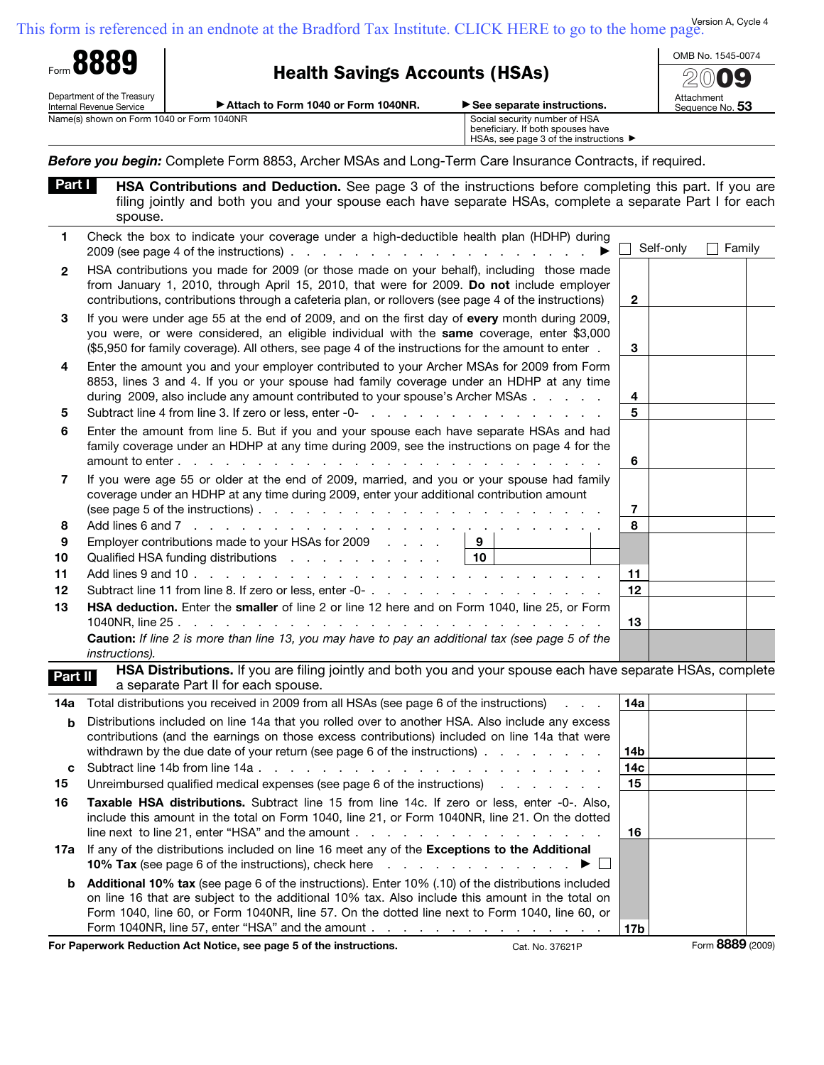This form is referenced in an endnote at the Bradford Tax Institute. CLICK HERE to go to the home page.

Version A, Cycle 4

Form **8889**

Department of the Treasury
Internal Revenue Service

# Health Savings Accounts (HSAs)

▶ Attach to Form 1040 or Form 1040NR. ▶ See separate instructions.

OMB No. 1545-0074

**2009**

Attachment Sequence No. **53**

Name(s) shown on Form 1040 or Form 1040NR

Social security number of HSA beneficiary. If both spouses have HSAs, see page 3 of the instructions ▶

***Before you begin:*** Complete Form 8853, Archer MSAs and Long-Term Care Insurance Contracts, if required.

## Part I HSA Contributions and Deduction.

See page 3 of the instructions before completing this part. If you are filing jointly and both you and your spouse each have separate HSAs, complete a separate Part I for each spouse.

| Line | Description | | | Line | Amount |
|---|---|---|---|---|---|
| 1 | Check the box to indicate your coverage under a high-deductible health plan (HDHP) during 2009 (see page 4 of the instructions) . . . ▶ | | | ☐ Self-only | ☐ Family |
| 2 | HSA contributions you made for 2009 (or those made on your behalf), including those made from January 1, 2010, through April 15, 2010, that were for 2009. **Do not** include employer contributions, contributions through a cafeteria plan, or rollovers (see page 4 of the instructions) | | | 2 | |
| 3 | If you were under age 55 at the end of 2009, and on the first day of **every** month during 2009, you were, or were considered, an eligible individual with the **same** coverage, enter $3,000 ($5,950 for family coverage). All others, see page 4 of the instructions for the amount to enter . | | | 3 | |
| 4 | Enter the amount you and your employer contributed to your Archer MSAs for 2009 from Form 8853, lines 3 and 4. If you or your spouse had family coverage under an HDHP at any time during 2009, also include any amount contributed to your spouse's Archer MSAs . . . | | | 4 | |
| 5 | Subtract line 4 from line 3. If zero or less, enter -0- . . . | | | 5 | |
| 6 | Enter the amount from line 5. But if you and your spouse each have separate HSAs and had family coverage under an HDHP at any time during 2009, see the instructions on page 4 for the amount to enter . . . | | | 6 | |
| 7 | If you were age 55 or older at the end of 2009, married, and you or your spouse had family coverage under an HDHP at any time during 2009, enter your additional contribution amount (see page 5 of the instructions) . . . | | | 7 | |
| 8 | Add lines 6 and 7 . . . | | | 8 | |
| 9 | Employer contributions made to your HSAs for 2009 . . . | 9 | | | |
| 10 | Qualified HSA funding distributions . . . | 10 | | | |
| 11 | Add lines 9 and 10 . . . | | | 11 | |
| 12 | Subtract line 11 from line 8. If zero or less, enter -0- . . . | | | 12 | |
| 13 | **HSA deduction.** Enter the **smaller** of line 2 or line 12 here and on Form 1040, line 25, or Form 1040NR, line 25 . . . | | | 13 | |
| | **Caution:** *If line 2 is more than line 13, you may have to pay an additional tax (see page 5 of the instructions).* | | | | |

## Part II HSA Distributions.

If you are filing jointly and both you and your spouse each have separate HSAs, complete a separate Part II for each spouse.

| Line | Description | Line | Amount |
|---|---|---|---|
| 14a | Total distributions you received in 2009 from all HSAs (see page 6 of the instructions) . . . | 14a | |
| b | Distributions included on line 14a that you rolled over to another HSA. Also include any excess contributions (and the earnings on those excess contributions) included on line 14a that were withdrawn by the due date of your return (see page 6 of the instructions) . . . | 14b | |
| c | Subtract line 14b from line 14a . . . | 14c | |
| 15 | Unreimbursed qualified medical expenses (see page 6 of the instructions) . . . | 15 | |
| 16 | **Taxable HSA distributions.** Subtract line 15 from line 14c. If zero or less, enter -0-. Also, include this amount in the total on Form 1040, line 21, or Form 1040NR, line 21. On the dotted line next to line 21, enter "HSA" and the amount . . . | 16 | |
| 17a | If any of the distributions included on line 16 meet any of the **Exceptions to the Additional 10% Tax** (see page 6 of the instructions), check here . . . ▶ ☐ | | |
| b | **Additional 10% tax** (see page 6 of the instructions). Enter 10% (.10) of the distributions included on line 16 that are subject to the additional 10% tax. Also include this amount in the total on Form 1040, line 60, or Form 1040NR, line 57. On the dotted line next to Form 1040, line 60, or Form 1040NR, line 57, enter "HSA" and the amount . . . | 17b | |

**For Paperwork Reduction Act Notice, see page 5 of the instructions.** Cat. No. 37621P Form **8889** (2009)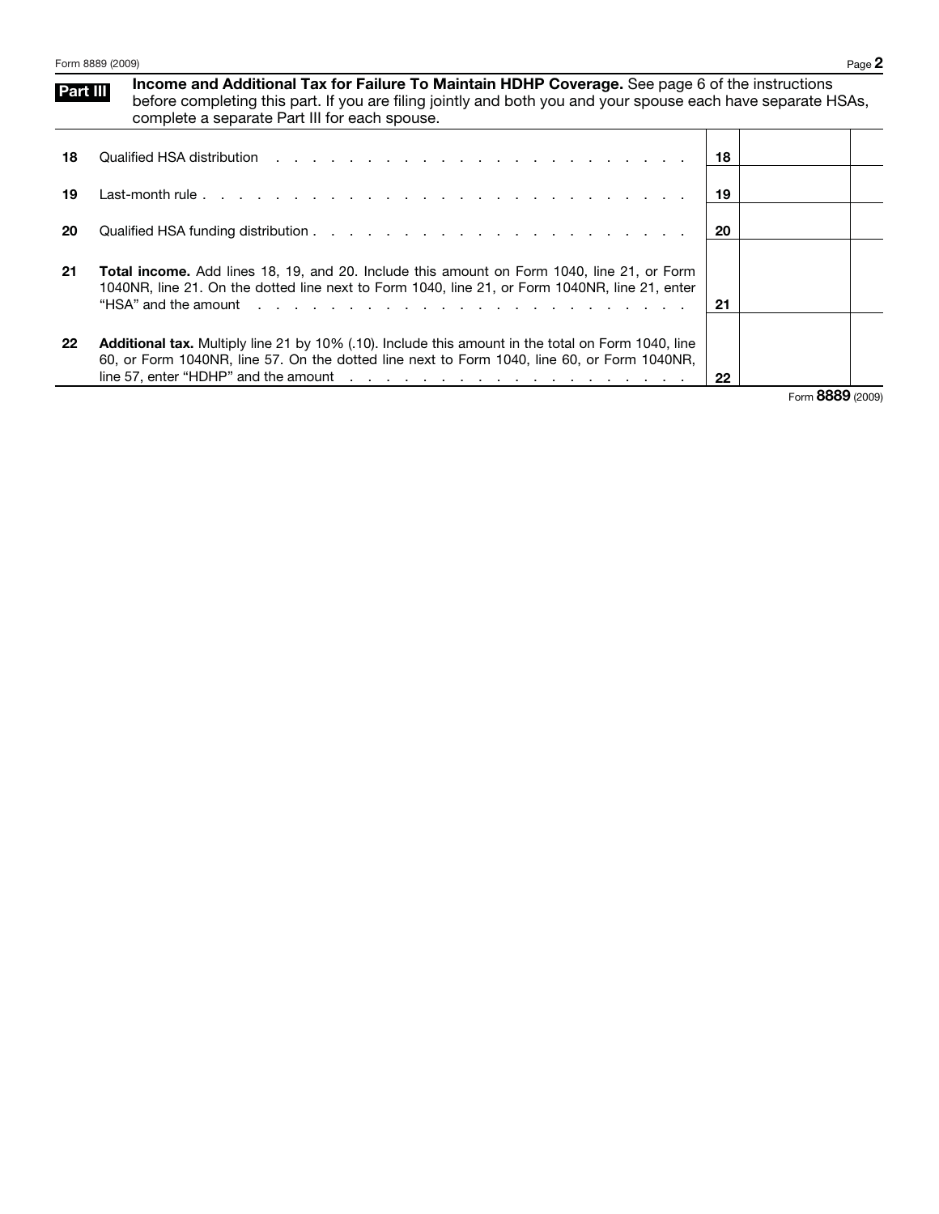**Part III** **Income and Additional Tax for Failure To Maintain HDHP Coverage.** See page 6 of the instructions before completing this part. If you are filing jointly and both you and your spouse each have separate HSAs, complete a separate Part III for each spouse.

| | | | |
|---|---|---|---|
| 18 | Qualified HSA distribution | 18 | |
| 19 | Last-month rule | 19 | |
| 20 | Qualified HSA funding distribution | 20 | |
| 21 | **Total income.** Add lines 18, 19, and 20. Include this amount on Form 1040, line 21, or Form 1040NR, line 21. On the dotted line next to Form 1040, line 21, or Form 1040NR, line 21, enter "HSA" and the amount | 21 | |
| 22 | **Additional tax.** Multiply line 21 by 10% (.10). Include this amount in the total on Form 1040, line 60, or Form 1040NR, line 57. On the dotted line next to Form 1040, line 60, or Form 1040NR, line 57, enter "HDHP" and the amount | 22 | |

Form **8889** (2009)